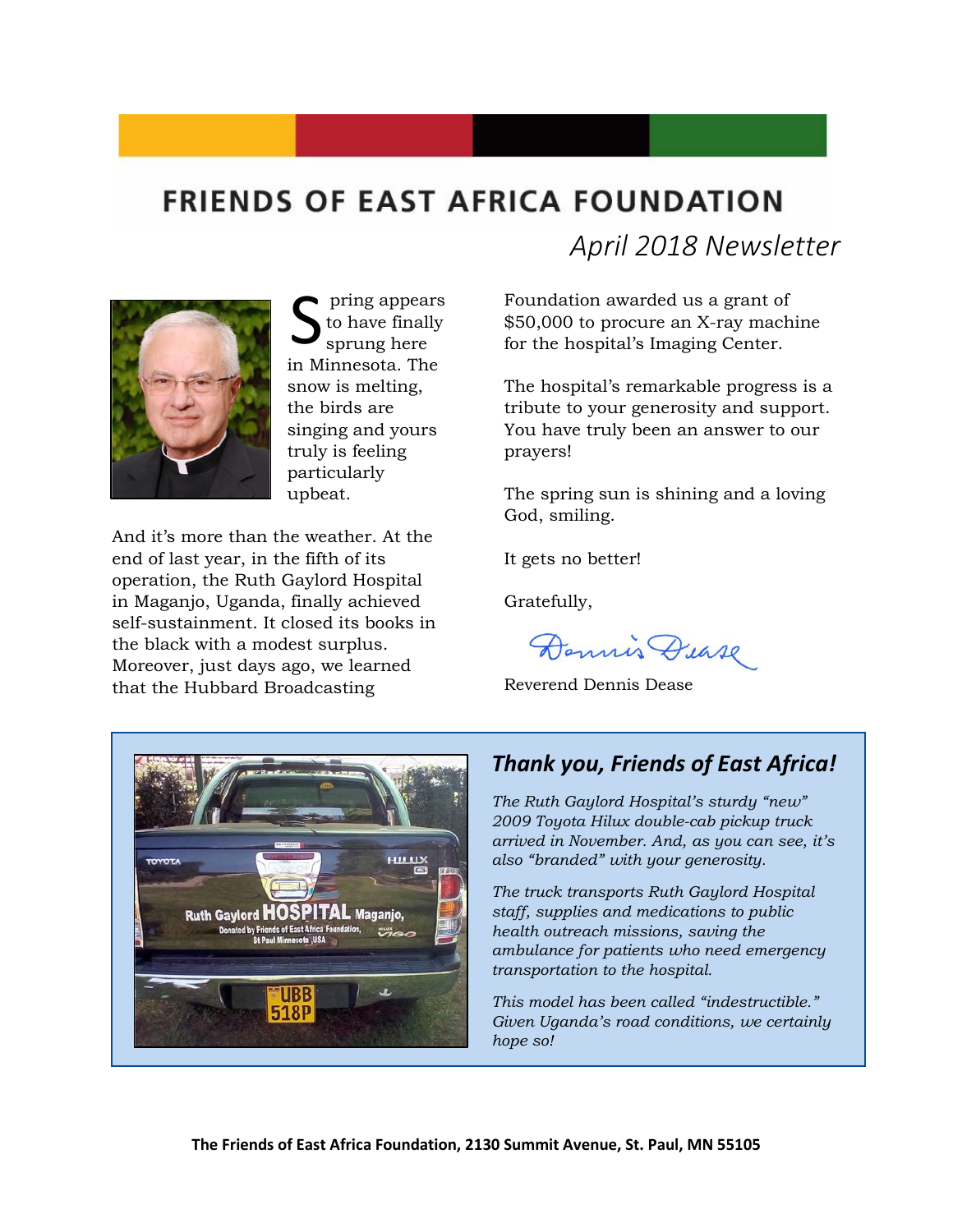# FRIENDS OF EAST AFRICA FOUNDATION

*April 2018 Newsletter*

Spring appears to have finally sprung here in Minnesota. The snow is melting, the birds are singing and yours truly is feeling particularly upbeat.

And it's more than the weather. At the end of last year, in the fifth of its operation, the Ruth Gaylord Hospital in Maganjo, Uganda, finally achieved self-sustainment. It closed its books in the black with a modest surplus. Moreover, just days ago, we learned that the Hubbard Broadcasting Foundation awarded us a grant of $50,000 to procure an X-ray machine for the hospital's Imaging Center.

The hospital's remarkable progress is a tribute to your generosity and support. You have truly been an answer to our prayers!

The spring sun is shining and a loving God, smiling.

It gets no better!

Gratefully,

Dennis Dease

Reverend Dennis Dease

## *Thank you, Friends of East Africa!*

*The Ruth Gaylord Hospital's sturdy "new" 2009 Toyota Hilux double-cab pickup truck arrived in November. And, as you can see, it's also "branded" with your generosity.*

*The truck transports Ruth Gaylord Hospital staff, supplies and medications to public health outreach missions, saving the ambulance for patients who need emergency transportation to the hospital.*

*This model has been called "indestructible." Given Uganda's road conditions, we certainly hope so!*

**The Friends of East Africa Foundation, 2130 Summit Avenue, St. Paul, MN 55105**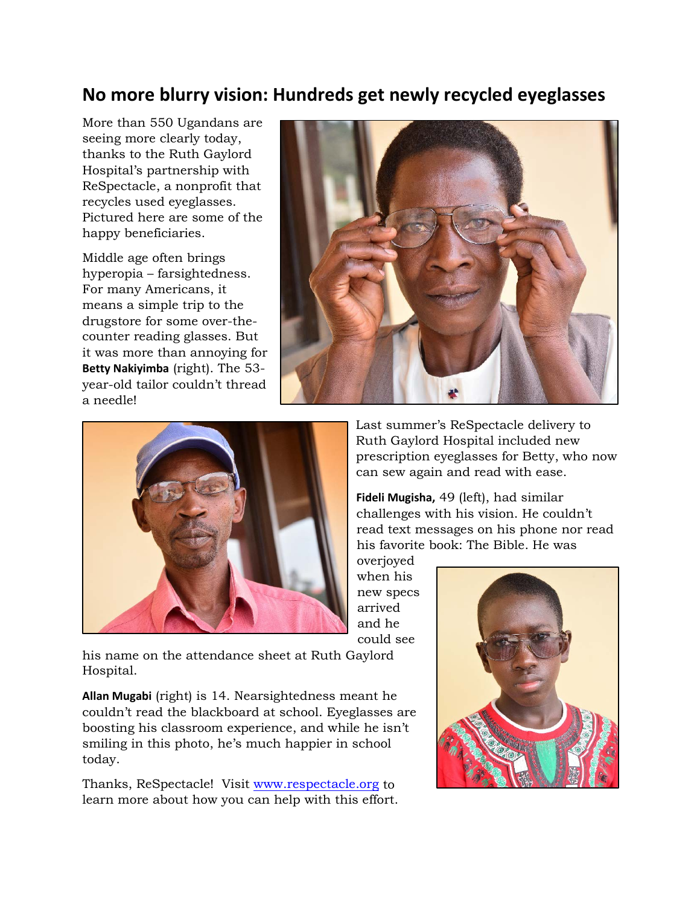## No more blurry vision: Hundreds get newly recycled eyeglasses

More than 550 Ugandans are seeing more clearly today, thanks to the Ruth Gaylord Hospital's partnership with ReSpectacle, a nonprofit that recycles used eyeglasses. Pictured here are some of the happy beneficiaries.

Middle age often brings hyperopia – farsightedness. For many Americans, it means a simple trip to the drugstore for some over-the-counter reading glasses. But it was more than annoying for **Betty Nakiyimba** (right). The 53-year-old tailor couldn't thread a needle!

Last summer's ReSpectacle delivery to Ruth Gaylord Hospital included new prescription eyeglasses for Betty, who now can sew again and read with ease.

**Fideli Mugisha,** 49 (left), had similar challenges with his vision. He couldn't read text messages on his phone nor read his favorite book: The Bible. He was overjoyed when his new specs arrived and he could see his name on the attendance sheet at Ruth Gaylord Hospital.

**Allan Mugabi** (right) is 14. Nearsightedness meant he couldn't read the blackboard at school. Eyeglasses are boosting his classroom experience, and while he isn't smiling in this photo, he's much happier in school today.

Thanks, ReSpectacle! Visit [www.respectacle.org](http://www.respectacle.org) to learn more about how you can help with this effort.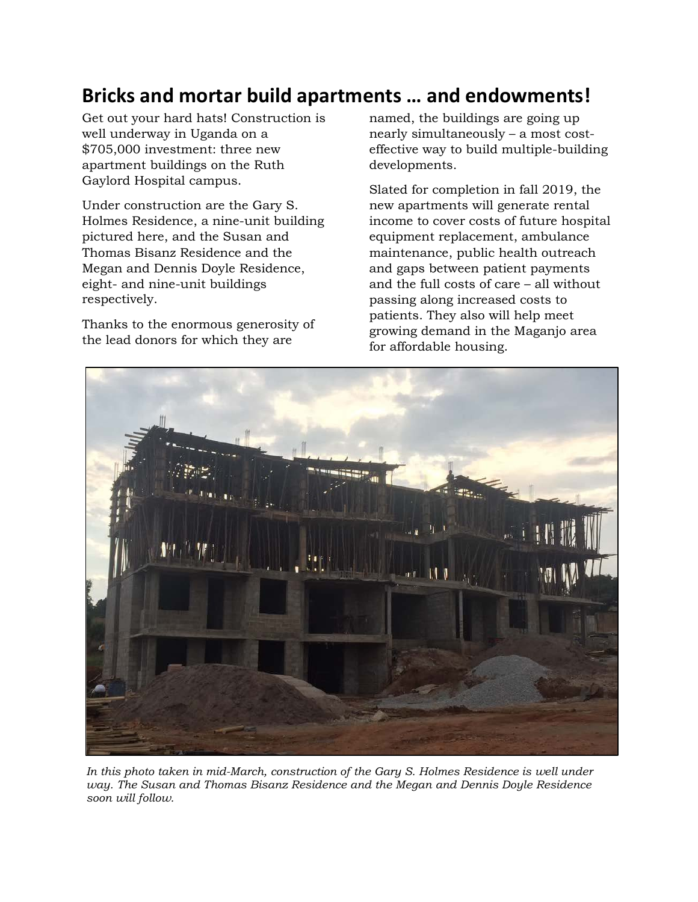# Bricks and mortar build apartments … and endowments!

Get out your hard hats! Construction is well underway in Uganda on a $705,000 investment: three new apartment buildings on the Ruth Gaylord Hospital campus.

Under construction are the Gary S. Holmes Residence, a nine-unit building pictured here, and the Susan and Thomas Bisanz Residence and the Megan and Dennis Doyle Residence, eight- and nine-unit buildings respectively.

Thanks to the enormous generosity of the lead donors for which they are named, the buildings are going up nearly simultaneously – a most cost-effective way to build multiple-building developments.

Slated for completion in fall 2019, the new apartments will generate rental income to cover costs of future hospital equipment replacement, ambulance maintenance, public health outreach and gaps between patient payments and the full costs of care – all without passing along increased costs to patients. They also will help meet growing demand in the Maganjo area for affordable housing.

*In this photo taken in mid-March, construction of the Gary S. Holmes Residence is well under way. The Susan and Thomas Bisanz Residence and the Megan and Dennis Doyle Residence soon will follow.*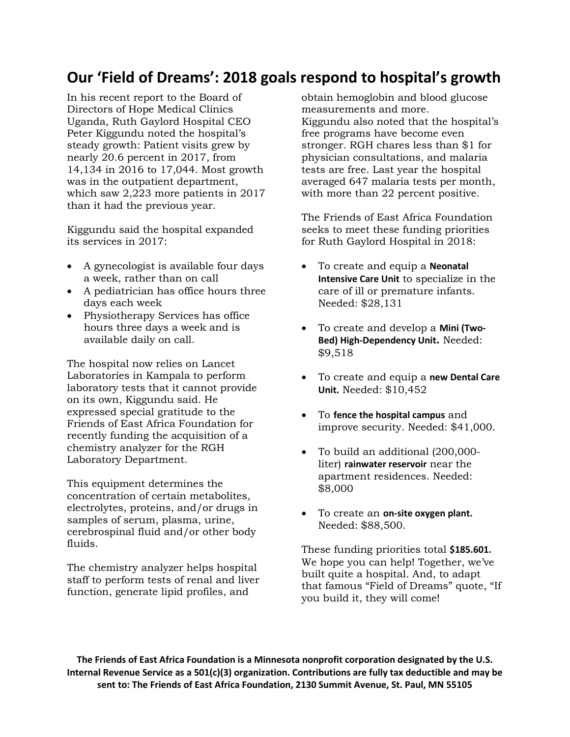# Our 'Field of Dreams': 2018 goals respond to hospital's growth

In his recent report to the Board of Directors of Hope Medical Clinics Uganda, Ruth Gaylord Hospital CEO Peter Kiggundu noted the hospital's steady growth: Patient visits grew by nearly 20.6 percent in 2017, from 14,134 in 2016 to 17,044. Most growth was in the outpatient department, which saw 2,223 more patients in 2017 than it had the previous year.

Kiggundu said the hospital expanded its services in 2017:

- A gynecologist is available four days a week, rather than on call
- A pediatrician has office hours three days each week
- Physiotherapy Services has office hours three days a week and is available daily on call.

The hospital now relies on Lancet Laboratories in Kampala to perform laboratory tests that it cannot provide on its own, Kiggundu said. He expressed special gratitude to the Friends of East Africa Foundation for recently funding the acquisition of a chemistry analyzer for the RGH Laboratory Department.

This equipment determines the concentration of certain metabolites, electrolytes, proteins, and/or drugs in samples of serum, plasma, urine, cerebrospinal fluid and/or other body fluids.

The chemistry analyzer helps hospital staff to perform tests of renal and liver function, generate lipid profiles, and obtain hemoglobin and blood glucose measurements and more.

Kiggundu also noted that the hospital's free programs have become even stronger. RGH chares less than $1 for physician consultations, and malaria tests are free. Last year the hospital averaged 647 malaria tests per month, with more than 22 percent positive.

The Friends of East Africa Foundation seeks to meet these funding priorities for Ruth Gaylord Hospital in 2018:

- To create and equip a **Neonatal Intensive Care Unit** to specialize in the care of ill or premature infants. Needed: $28,131
- To create and develop a **Mini (Two-Bed) High-Dependency Unit.** Needed: $9,518
- To create and equip a **new Dental Care Unit.** Needed: $10,452
- To **fence the hospital campus** and improve security. Needed: $41,000.
- To build an additional (200,000-liter) **rainwater reservoir** near the apartment residences. Needed: $8,000
- To create an **on-site oxygen plant.** Needed: $88,500.

These funding priorities total **$185.601.** We hope you can help! Together, we've built quite a hospital. And, to adapt that famous "Field of Dreams" quote, "If you build it, they will come!

**The Friends of East Africa Foundation is a Minnesota nonprofit corporation designated by the U.S. Internal Revenue Service as a 501(c)(3) organization. Contributions are fully tax deductible and may be sent to: The Friends of East Africa Foundation, 2130 Summit Avenue, St. Paul, MN 55105**